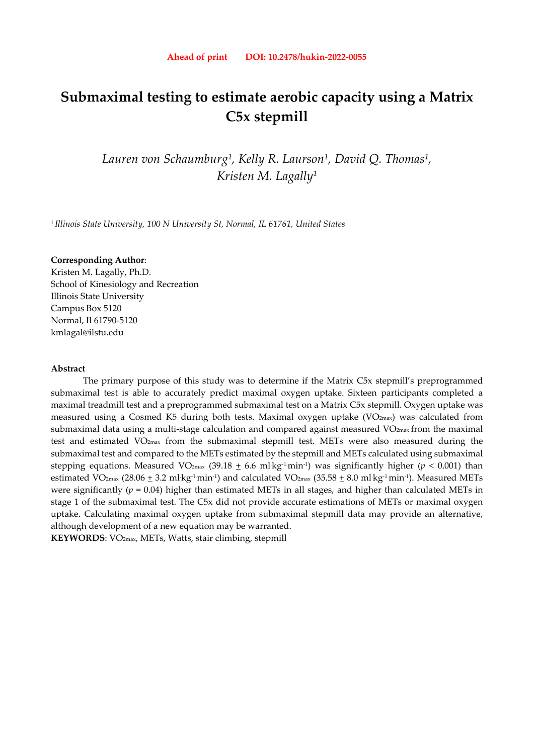Ahead of print DOI: 10.2478/hukin-2022-0055

# Submaximal testing to estimate aerobic capacity using a Matrix C5x stepmill

*Lauren von Schaumburg[1], Kelly R. Laurson[1], David Q. Thomas[1], Kristen M. Lagally[1]*

[1] *Illinois State University, 100 N University St, Normal, IL 61761, United States*

**Corresponding Author**:
Kristen M. Lagally, Ph.D.
School of Kinesiology and Recreation
Illinois State University
Campus Box 5120
Normal, Il 61790-5120
kmlagal@ilstu.edu

### Abstract

The primary purpose of this study was to determine if the Matrix C5x stepmill's preprogrammed submaximal test is able to accurately predict maximal oxygen uptake. Sixteen participants completed a maximal treadmill test and a preprogrammed submaximal test on a Matrix C5x stepmill. Oxygen uptake was measured using a Cosmed K5 during both tests. Maximal oxygen uptake ($VO_{2max}$) was calculated from submaximal data using a multi-stage calculation and compared against measured $VO_{2max}$ from the maximal test and estimated $VO_{2max}$ from the submaximal stepmill test. METs were also measured during the submaximal test and compared to the METs estimated by the stepmill and METs calculated using submaximal stepping equations. Measured $VO_{2max}$ (39.18 ± 6.6 ml·kg$^{-1}$·min$^{-1}$) was significantly higher ($p$ < 0.001) than estimated $VO_{2max}$ (28.06 ± 3.2 ml·kg$^{-1}$·min$^{-1}$) and calculated $VO_{2max}$ (35.58 ± 8.0 ml·kg$^{-1}$·min$^{-1}$). Measured METs were significantly ($p$ = 0.04) higher than estimated METs in all stages, and higher than calculated METs in stage 1 of the submaximal test. The C5x did not provide accurate estimations of METs or maximal oxygen uptake. Calculating maximal oxygen uptake from submaximal stepmill data may provide an alternative, although development of a new equation may be warranted.

**KEYWORDS**: $VO_{2max}$, METs, Watts, stair climbing, stepmill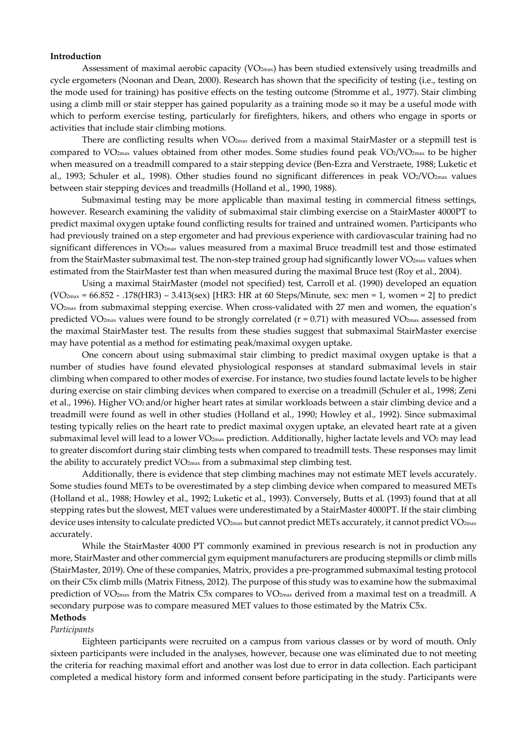## Introduction

Assessment of maximal aerobic capacity ($VO_{2max}$) has been studied extensively using treadmills and cycle ergometers (Noonan and Dean, 2000). Research has shown that the specificity of testing (i.e., testing on the mode used for training) has positive effects on the testing outcome (Stromme et al., 1977). Stair climbing using a climb mill or stair stepper has gained popularity as a training mode so it may be a useful mode with which to perform exercise testing, particularly for firefighters, hikers, and others who engage in sports or activities that include stair climbing motions.

There are conflicting results when $VO_{2max}$ derived from a maximal StairMaster or a stepmill test is compared to $VO_{2max}$ values obtained from other modes. Some studies found peak $VO_2$/$VO_{2max}$ to be higher when measured on a treadmill compared to a stair stepping device (Ben-Ezra and Verstraete, 1988; Luketic et al., 1993; Schuler et al., 1998). Other studies found no significant differences in peak $VO_2$/$VO_{2max}$ values between stair stepping devices and treadmills (Holland et al., 1990, 1988).

Submaximal testing may be more applicable than maximal testing in commercial fitness settings, however. Research examining the validity of submaximal stair climbing exercise on a StairMaster 4000PT to predict maximal oxygen uptake found conflicting results for trained and untrained women. Participants who had previously trained on a step ergometer and had previous experience with cardiovascular training had no significant differences in $VO_{2max}$ values measured from a maximal Bruce treadmill test and those estimated from the StairMaster submaximal test. The non-step trained group had significantly lower $VO_{2max}$ values when estimated from the StairMaster test than when measured during the maximal Bruce test (Roy et al., 2004).

Using a maximal StairMaster (model not specified) test, Carroll et al. (1990) developed an equation ($VO_{2max} = 66.852 - .178(HR3) - 3.413(sex)$ [HR3: HR at 60 Steps/Minute, sex: men = 1, women = 2] to predict $VO_{2max}$ from submaximal stepping exercise. When cross-validated with 27 men and women, the equation's predicted $VO_{2max}$ values were found to be strongly correlated ($r = 0.71$) with measured $VO_{2max}$ assessed from the maximal StairMaster test. The results from these studies suggest that submaximal StairMaster exercise may have potential as a method for estimating peak/maximal oxygen uptake.

One concern about using submaximal stair climbing to predict maximal oxygen uptake is that a number of studies have found elevated physiological responses at standard submaximal levels in stair climbing when compared to other modes of exercise. For instance, two studies found lactate levels to be higher during exercise on stair climbing devices when compared to exercise on a treadmill (Schuler et al., 1998; Zeni et al., 1996). Higher $VO_2$ and/or higher heart rates at similar workloads between a stair climbing device and a treadmill were found as well in other studies (Holland et al., 1990; Howley et al., 1992). Since submaximal testing typically relies on the heart rate to predict maximal oxygen uptake, an elevated heart rate at a given submaximal level will lead to a lower $VO_{2max}$ prediction. Additionally, higher lactate levels and $VO_2$ may lead to greater discomfort during stair climbing tests when compared to treadmill tests. These responses may limit the ability to accurately predict $VO_{2max}$ from a submaximal step climbing test.

Additionally, there is evidence that step climbing machines may not estimate MET levels accurately. Some studies found METs to be overestimated by a step climbing device when compared to measured METs (Holland et al., 1988; Howley et al., 1992; Luketic et al., 1993). Conversely, Butts et al. (1993) found that at all stepping rates but the slowest, MET values were underestimated by a StairMaster 4000PT. If the stair climbing device uses intensity to calculate predicted $VO_{2max}$ but cannot predict METs accurately, it cannot predict $VO_{2max}$ accurately.

While the StairMaster 4000 PT commonly examined in previous research is not in production any more, StairMaster and other commercial gym equipment manufacturers are producing stepmills or climb mills (StairMaster, 2019). One of these companies, Matrix, provides a pre-programmed submaximal testing protocol on their C5x climb mills (Matrix Fitness, 2012). The purpose of this study was to examine how the submaximal prediction of $VO_{2max}$ from the Matrix C5x compares to $VO_{2max}$ derived from a maximal test on a treadmill. A secondary purpose was to compare measured MET values to those estimated by the Matrix C5x.

## Methods

### *Participants*

Eighteen participants were recruited on a campus from various classes or by word of mouth. Only sixteen participants were included in the analyses, however, because one was eliminated due to not meeting the criteria for reaching maximal effort and another was lost due to error in data collection. Each participant completed a medical history form and informed consent before participating in the study. Participants were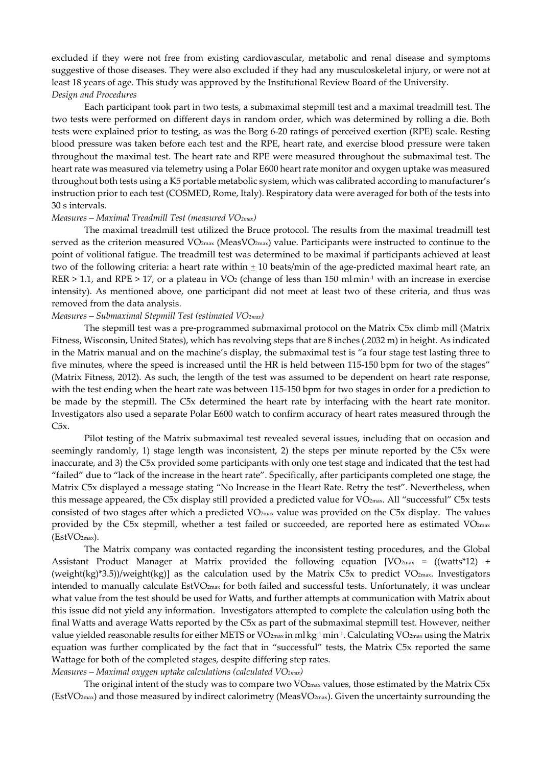excluded if they were not free from existing cardiovascular, metabolic and renal disease and symptoms suggestive of those diseases. They were also excluded if they had any musculoskeletal injury, or were not at least 18 years of age. This study was approved by the Institutional Review Board of the University.

*Design and Procedures*

Each participant took part in two tests, a submaximal stepmill test and a maximal treadmill test. The two tests were performed on different days in random order, which was determined by rolling a die. Both tests were explained prior to testing, as was the Borg 6-20 ratings of perceived exertion (RPE) scale. Resting blood pressure was taken before each test and the RPE, heart rate, and exercise blood pressure were taken throughout the maximal test. The heart rate and RPE were measured throughout the submaximal test. The heart rate was measured via telemetry using a Polar E600 heart rate monitor and oxygen uptake was measured throughout both tests using a K5 portable metabolic system, which was calibrated according to manufacturer's instruction prior to each test (COSMED, Rome, Italy). Respiratory data were averaged for both of the tests into 30 s intervals.

*Measures – Maximal Treadmill Test (measured $VO_{2max}$)*

The maximal treadmill test utilized the Bruce protocol. The results from the maximal treadmill test served as the criterion measured $VO_{2max}$ (Meas$VO_{2max}$) value. Participants were instructed to continue to the point of volitional fatigue. The treadmill test was determined to be maximal if participants achieved at least two of the following criteria: a heart rate within $\pm$ 10 beats/min of the age-predicted maximal heart rate, an RER > 1.1, and RPE > 17, or a plateau in $VO_2$ (change of less than 150 ml·min$^{-1}$ with an increase in exercise intensity). As mentioned above, one participant did not meet at least two of these criteria, and thus was removed from the data analysis.

*Measures – Submaximal Stepmill Test (estimated $VO_{2max}$)*

The stepmill test was a pre-programmed submaximal protocol on the Matrix C5x climb mill (Matrix Fitness, Wisconsin, United States), which has revolving steps that are 8 inches (.2032 m) in height. As indicated in the Matrix manual and on the machine's display, the submaximal test is "a four stage test lasting three to five minutes, where the speed is increased until the HR is held between 115-150 bpm for two of the stages" (Matrix Fitness, 2012). As such, the length of the test was assumed to be dependent on heart rate response, with the test ending when the heart rate was between 115-150 bpm for two stages in order for a prediction to be made by the stepmill. The C5x determined the heart rate by interfacing with the heart rate monitor. Investigators also used a separate Polar E600 watch to confirm accuracy of heart rates measured through the C5x.

Pilot testing of the Matrix submaximal test revealed several issues, including that on occasion and seemingly randomly, 1) stage length was inconsistent, 2) the steps per minute reported by the C5x were inaccurate, and 3) the C5x provided some participants with only one test stage and indicated that the test had "failed" due to "lack of the increase in the heart rate". Specifically, after participants completed one stage, the Matrix C5x displayed a message stating "No Increase in the Heart Rate. Retry the test". Nevertheless, when this message appeared, the C5x display still provided a predicted value for $VO_{2max}$. All "successful" C5x tests consisted of two stages after which a predicted $VO_{2max}$ value was provided on the C5x display. The values provided by the C5x stepmill, whether a test failed or succeeded, are reported here as estimated $VO_{2max}$ (Est$VO_{2max}$).

The Matrix company was contacted regarding the inconsistent testing procedures, and the Global Assistant Product Manager at Matrix provided the following equation [$VO_{2max}$ = ((watts*12) + (weight(kg)*3.5))/weight(kg)] as the calculation used by the Matrix C5x to predict $VO_{2max}$. Investigators intended to manually calculate Est$VO_{2max}$ for both failed and successful tests. Unfortunately, it was unclear what value from the test should be used for Watts, and further attempts at communication with Matrix about this issue did not yield any information. Investigators attempted to complete the calculation using both the final Watts and average Watts reported by the C5x as part of the submaximal stepmill test. However, neither value yielded reasonable results for either METS or $VO_{2max}$ in ml·kg$^{-1}$·min$^{-1}$. Calculating $VO_{2max}$ using the Matrix equation was further complicated by the fact that in "successful" tests, the Matrix C5x reported the same Wattage for both of the completed stages, despite differing step rates.

*Measures – Maximal oxygen uptake calculations (calculated $VO_{2max}$)*

The original intent of the study was to compare two $VO_{2max}$ values, those estimated by the Matrix C5x (Est$VO_{2max}$) and those measured by indirect calorimetry (Meas$VO_{2max}$). Given the uncertainty surrounding the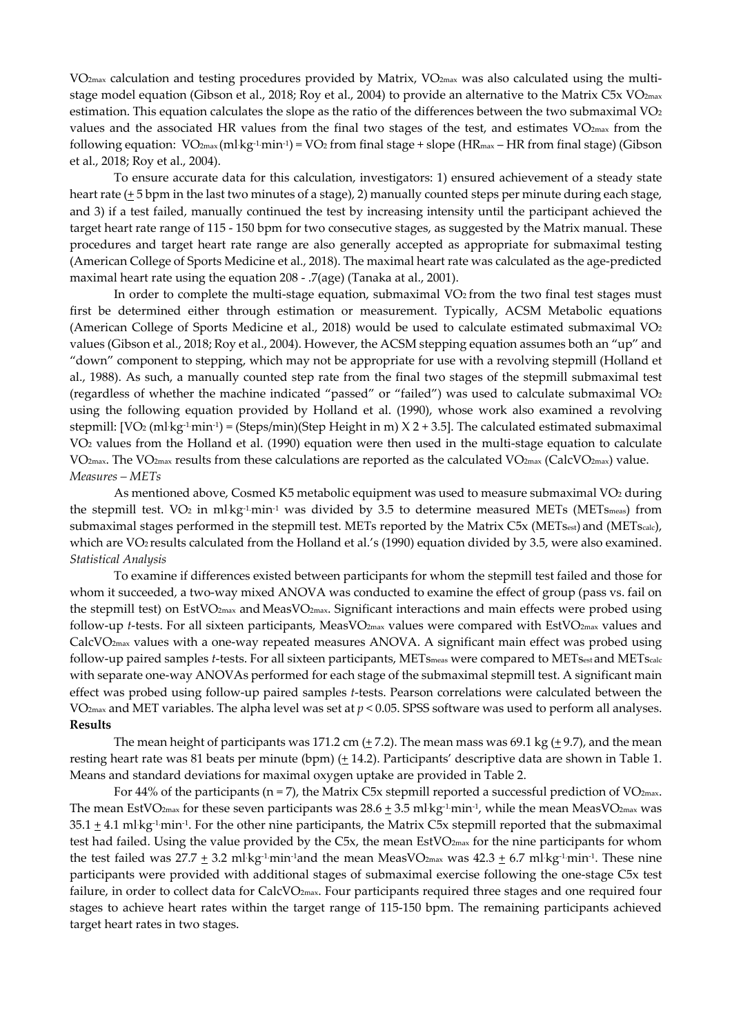$VO_{2max}$ calculation and testing procedures provided by Matrix, $VO_{2max}$ was also calculated using the multi-stage model equation (Gibson et al., 2018; Roy et al., 2004) to provide an alternative to the Matrix C5x $VO_{2max}$ estimation. This equation calculates the slope as the ratio of the differences between the two submaximal $VO_2$ values and the associated HR values from the final two stages of the test, and estimates $VO_{2max}$ from the following equation: $VO_{2max}$ (ml·kg$^{-1}$·min$^{-1}$) = $VO_2$ from final stage + slope ($HR_{max}$ – HR from final stage) (Gibson et al., 2018; Roy et al., 2004).

To ensure accurate data for this calculation, investigators: 1) ensured achievement of a steady state heart rate (± 5 bpm in the last two minutes of a stage), 2) manually counted steps per minute during each stage, and 3) if a test failed, manually continued the test by increasing intensity until the participant achieved the target heart rate range of 115 - 150 bpm for two consecutive stages, as suggested by the Matrix manual. These procedures and target heart rate range are also generally accepted as appropriate for submaximal testing (American College of Sports Medicine et al., 2018). The maximal heart rate was calculated as the age-predicted maximal heart rate using the equation 208 - .7(age) (Tanaka at al., 2001).

In order to complete the multi-stage equation, submaximal $VO_2$ from the two final test stages must first be determined either through estimation or measurement. Typically, ACSM Metabolic equations (American College of Sports Medicine et al., 2018) would be used to calculate estimated submaximal $VO_2$ values (Gibson et al., 2018; Roy et al., 2004). However, the ACSM stepping equation assumes both an "up" and "down" component to stepping, which may not be appropriate for use with a revolving stepmill (Holland et al., 1988). As such, a manually counted step rate from the final two stages of the stepmill submaximal test (regardless of whether the machine indicated "passed" or "failed") was used to calculate submaximal $VO_2$ using the following equation provided by Holland et al. (1990), whose work also examined a revolving stepmill: [$VO_2$ (ml·kg$^{-1}$·min$^{-1}$) = (Steps/min)(Step Height in m) X 2 + 3.5]. The calculated estimated submaximal $VO_2$ values from the Holland et al. (1990) equation were then used in the multi-stage equation to calculate $VO_{2max}$. The $VO_{2max}$ results from these calculations are reported as the calculated $VO_{2max}$ ($CalcVO_{2max}$) value.

*Measures – METs*

As mentioned above, Cosmed K5 metabolic equipment was used to measure submaximal $VO_2$ during the stepmill test. $VO_2$ in ml·kg$^{-1}$·min$^{-1}$ was divided by 3.5 to determine measured METs ($METs_{meas}$) from submaximal stages performed in the stepmill test. METs reported by the Matrix C5x ($METs_{est}$) and ($METs_{calc}$), which are $VO_2$ results calculated from the Holland et al.'s (1990) equation divided by 3.5, were also examined.

*Statistical Analysis*

To examine if differences existed between participants for whom the stepmill test failed and those for whom it succeeded, a two-way mixed ANOVA was conducted to examine the effect of group (pass vs. fail on the stepmill test) on $EstVO_{2max}$ and $MeasVO_{2max}$. Significant interactions and main effects were probed using follow-up *t*-tests. For all sixteen participants, $MeasVO_{2max}$ values were compared with $EstVO_{2max}$ values and $CalcVO_{2max}$ values with a one-way repeated measures ANOVA. A significant main effect was probed using follow-up paired samples *t*-tests. For all sixteen participants, $METs_{meas}$ were compared to $METs_{est}$ and $METs_{calc}$ with separate one-way ANOVAs performed for each stage of the submaximal stepmill test. A significant main effect was probed using follow-up paired samples *t*-tests. Pearson correlations were calculated between the $VO_{2max}$ and MET variables. The alpha level was set at $p < 0.05$. SPSS software was used to perform all analyses.

**Results**

The mean height of participants was 171.2 cm (± 7.2). The mean mass was 69.1 kg (± 9.7), and the mean resting heart rate was 81 beats per minute (bpm) (± 14.2). Participants' descriptive data are shown in Table 1. Means and standard deviations for maximal oxygen uptake are provided in Table 2.

For 44% of the participants (n = 7), the Matrix C5x stepmill reported a successful prediction of $VO_{2max}$. The mean $EstVO_{2max}$ for these seven participants was 28.6 ± 3.5 ml·kg$^{-1}$·min$^{-1}$, while the mean $MeasVO_{2max}$ was 35.1 ± 4.1 ml·kg$^{-1}$·min$^{-1}$. For the other nine participants, the Matrix C5x stepmill reported that the submaximal test had failed. Using the value provided by the C5x, the mean $EstVO_{2max}$ for the nine participants for whom the test failed was 27.7 ± 3.2 ml·kg$^{-1}$·min$^{-1}$and the mean $MeasVO_{2max}$ was 42.3 ± 6.7 ml·kg$^{-1}$·min$^{-1}$. These nine participants were provided with additional stages of submaximal exercise following the one-stage C5x test failure, in order to collect data for $CalcVO_{2max}$. Four participants required three stages and one required four stages to achieve heart rates within the target range of 115-150 bpm. The remaining participants achieved target heart rates in two stages.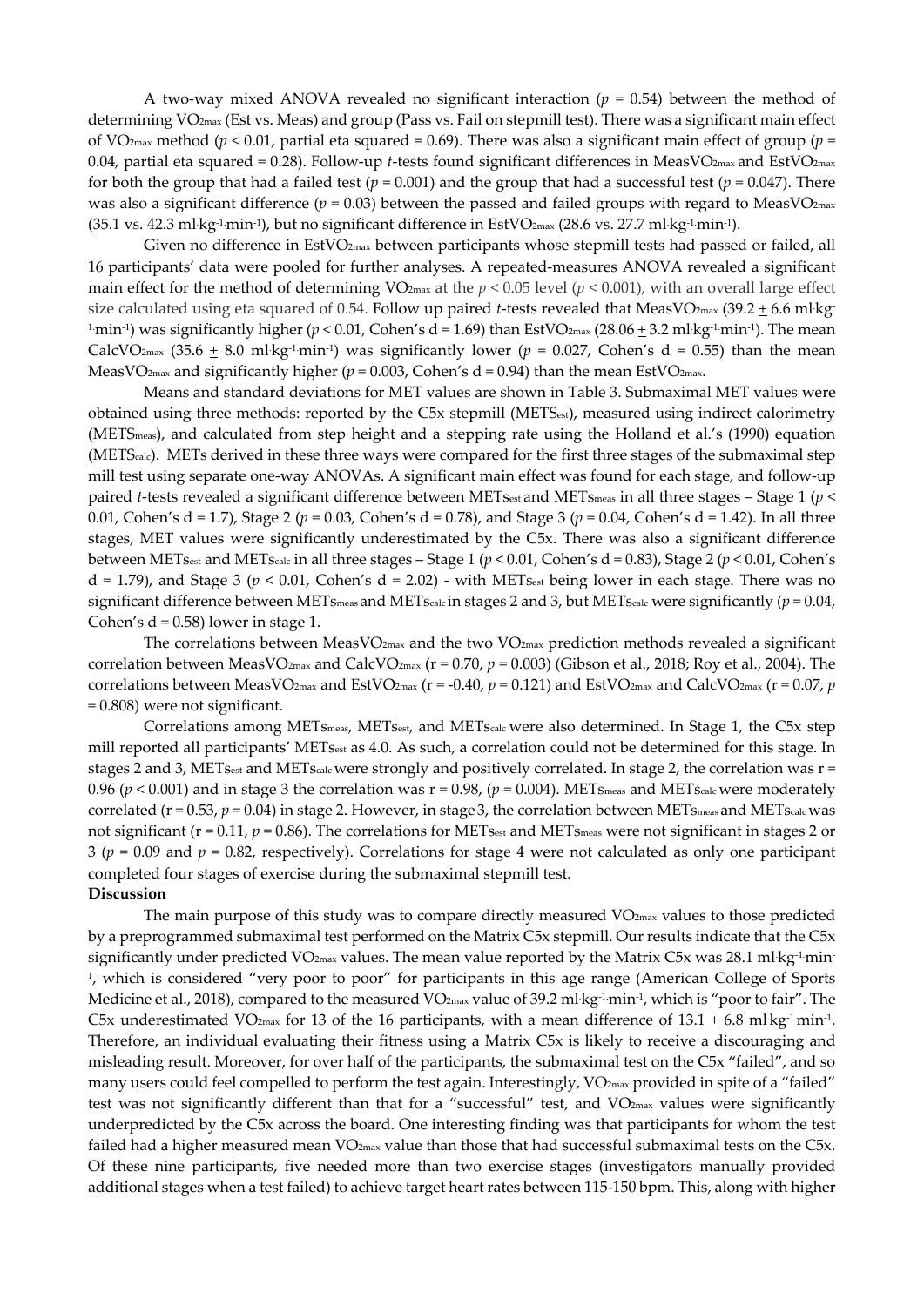A two-way mixed ANOVA revealed no significant interaction ($p$ = 0.54) between the method of determining $VO_{2max}$ (Est vs. Meas) and group (Pass vs. Fail on stepmill test). There was a significant main effect of $VO_{2max}$ method ($p$ < 0.01, partial eta squared = 0.69). There was also a significant main effect of group ($p$ = 0.04, partial eta squared = 0.28). Follow-up $t$-tests found significant differences in $MeasVO_{2max}$ and $EstVO_{2max}$ for both the group that had a failed test ($p$ = 0.001) and the group that had a successful test ($p$ = 0.047). There was also a significant difference ($p$ = 0.03) between the passed and failed groups with regard to $MeasVO_{2max}$ (35.1 vs. 42.3 ml·kg$^{-1}$·min$^{-1}$), but no significant difference in $EstVO_{2max}$ (28.6 vs. 27.7 ml·kg$^{-1}$·min$^{-1}$).

Given no difference in $EstVO_{2max}$ between participants whose stepmill tests had passed or failed, all 16 participants' data were pooled for further analyses. A repeated-measures ANOVA revealed a significant main effect for the method of determining $VO_{2max}$ at the $p$ < 0.05 level ($p$ < 0.001), with an overall large effect size calculated using eta squared of 0.54. Follow up paired $t$-tests revealed that $MeasVO_{2max}$ (39.2 ± 6.6 ml·kg$^{-1}$·min$^{-1}$) was significantly higher ($p$ < 0.01, Cohen's d = 1.69) than $EstVO_{2max}$ (28.06 ± 3.2 ml·kg$^{-1}$·min$^{-1}$). The mean $CalcVO_{2max}$ (35.6 ± 8.0 ml·kg$^{-1}$·min$^{-1}$) was significantly lower ($p$ = 0.027, Cohen's d = 0.55) than the mean $MeasVO_{2max}$ and significantly higher ($p$ = 0.003, Cohen's d = 0.94) than the mean $EstVO_{2max}$.

Means and standard deviations for MET values are shown in Table 3. Submaximal MET values were obtained using three methods: reported by the C5x stepmill ($METS_{est}$), measured using indirect calorimetry ($METS_{meas}$), and calculated from step height and a stepping rate using the Holland et al.'s (1990) equation ($METS_{calc}$). METs derived in these three ways were compared for the first three stages of the submaximal step mill test using separate one-way ANOVAs. A significant main effect was found for each stage, and follow-up paired $t$-tests revealed a significant difference between $METs_{est}$ and $METs_{meas}$ in all three stages – Stage 1 ($p$ < 0.01, Cohen's d = 1.7), Stage 2 ($p$ = 0.03, Cohen's d = 0.78), and Stage 3 ($p$ = 0.04, Cohen's d = 1.42). In all three stages, MET values were significantly underestimated by the C5x. There was also a significant difference between $METs_{est}$ and $METs_{calc}$ in all three stages – Stage 1 ($p$ < 0.01, Cohen's d = 0.83), Stage 2 ($p$ < 0.01, Cohen's d = 1.79), and Stage 3 ($p$ < 0.01, Cohen's d = 2.02) - with $METs_{est}$ being lower in each stage. There was no significant difference between $METs_{meas}$ and $METs_{calc}$ in stages 2 and 3, but $METs_{calc}$ were significantly ($p$ = 0.04, Cohen's d = 0.58) lower in stage 1.

The correlations between $MeasVO_{2max}$ and the two $VO_{2max}$ prediction methods revealed a significant correlation between $MeasVO_{2max}$ and $CalcVO_{2max}$ (r = 0.70, $p$ = 0.003) (Gibson et al., 2018; Roy et al., 2004). The correlations between $MeasVO_{2max}$ and $EstVO_{2max}$ (r = -0.40, $p$ = 0.121) and $EstVO_{2max}$ and $CalcVO_{2max}$ (r = 0.07, $p$ = 0.808) were not significant.

Correlations among $METs_{meas}$, $METs_{est}$, and $METs_{calc}$ were also determined. In Stage 1, the C5x step mill reported all participants' $METs_{est}$ as 4.0. As such, a correlation could not be determined for this stage. In stages 2 and 3, $METs_{est}$ and $METs_{calc}$ were strongly and positively correlated. In stage 2, the correlation was r = 0.96 ($p$ < 0.001) and in stage 3 the correlation was r = 0.98, ($p$ = 0.004). $METs_{meas}$ and $METs_{calc}$ were moderately correlated (r = 0.53, $p$ = 0.04) in stage 2. However, in stage 3, the correlation between $METs_{meas}$ and $METs_{calc}$ was not significant (r = 0.11, $p$ = 0.86). The correlations for $METs_{est}$ and $METs_{meas}$ were not significant in stages 2 or 3 ($p$ = 0.09 and $p$ = 0.82, respectively). Correlations for stage 4 were not calculated as only one participant completed four stages of exercise during the submaximal stepmill test.

**Discussion**

The main purpose of this study was to compare directly measured $VO_{2max}$ values to those predicted by a preprogrammed submaximal test performed on the Matrix C5x stepmill. Our results indicate that the C5x significantly under predicted $VO_{2max}$ values. The mean value reported by the Matrix C5x was 28.1 ml·kg$^{-1}$·min$^{-1}$, which is considered "very poor to poor" for participants in this age range (American College of Sports Medicine et al., 2018), compared to the measured $VO_{2max}$ value of 39.2 ml·kg$^{-1}$·min$^{-1}$, which is "poor to fair". The C5x underestimated $VO_{2max}$ for 13 of the 16 participants, with a mean difference of 13.1 ± 6.8 ml·kg$^{-1}$·min$^{-1}$. Therefore, an individual evaluating their fitness using a Matrix C5x is likely to receive a discouraging and misleading result. Moreover, for over half of the participants, the submaximal test on the C5x "failed", and so many users could feel compelled to perform the test again. Interestingly, $VO_{2max}$ provided in spite of a "failed" test was not significantly different than that for a "successful" test, and $VO_{2max}$ values were significantly underpredicted by the C5x across the board. One interesting finding was that participants for whom the test failed had a higher measured mean $VO_{2max}$ value than those that had successful submaximal tests on the C5x. Of these nine participants, five needed more than two exercise stages (investigators manually provided additional stages when a test failed) to achieve target heart rates between 115-150 bpm. This, along with higher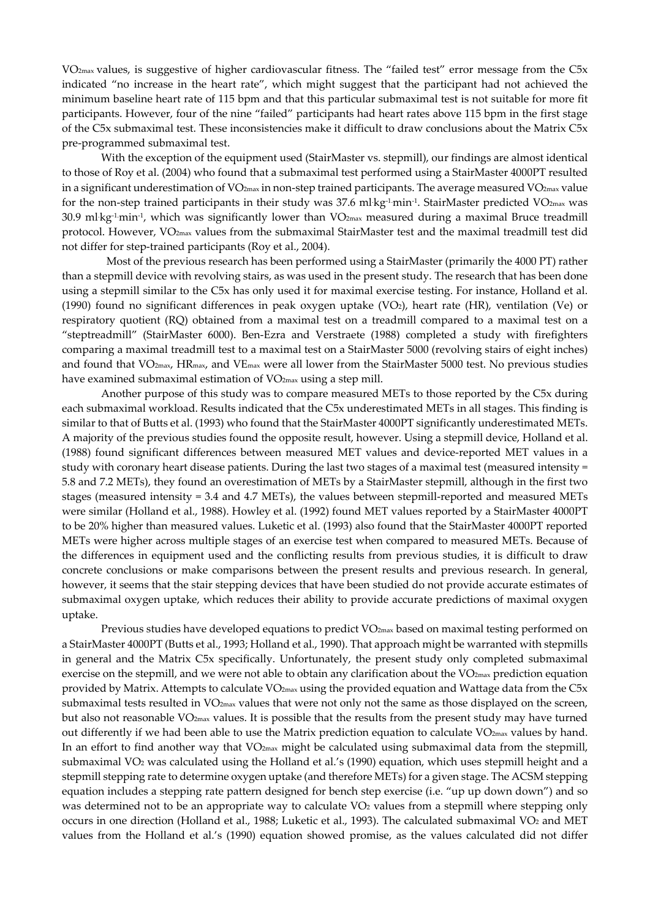$VO_{2max}$ values, is suggestive of higher cardiovascular fitness. The "failed test" error message from the C5x indicated "no increase in the heart rate", which might suggest that the participant had not achieved the minimum baseline heart rate of 115 bpm and that this particular submaximal test is not suitable for more fit participants. However, four of the nine "failed" participants had heart rates above 115 bpm in the first stage of the C5x submaximal test. These inconsistencies make it difficult to draw conclusions about the Matrix C5x pre-programmed submaximal test.

With the exception of the equipment used (StairMaster vs. stepmill), our findings are almost identical to those of Roy et al. (2004) who found that a submaximal test performed using a StairMaster 4000PT resulted in a significant underestimation of $VO_{2max}$ in non-step trained participants. The average measured $VO_{2max}$ value for the non-step trained participants in their study was 37.6 $ml \cdot kg^{-1} \cdot min^{-1}$. StairMaster predicted $VO_{2max}$ was 30.9 $ml \cdot kg^{-1} \cdot min^{-1}$, which was significantly lower than $VO_{2max}$ measured during a maximal Bruce treadmill protocol. However, $VO_{2max}$ values from the submaximal StairMaster test and the maximal treadmill test did not differ for step-trained participants (Roy et al., 2004).

Most of the previous research has been performed using a StairMaster (primarily the 4000 PT) rather than a stepmill device with revolving stairs, as was used in the present study. The research that has been done using a stepmill similar to the C5x has only used it for maximal exercise testing. For instance, Holland et al. (1990) found no significant differences in peak oxygen uptake ($VO_2$), heart rate (HR), ventilation (Ve) or respiratory quotient (RQ) obtained from a maximal test on a treadmill compared to a maximal test on a "steptreadmill" (StairMaster 6000). Ben-Ezra and Verstraete (1988) completed a study with firefighters comparing a maximal treadmill test to a maximal test on a StairMaster 5000 (revolving stairs of eight inches) and found that $VO_{2max}$, $HR_{max}$, and $VE_{max}$ were all lower from the StairMaster 5000 test. No previous studies have examined submaximal estimation of $VO_{2max}$ using a step mill.

Another purpose of this study was to compare measured METs to those reported by the C5x during each submaximal workload. Results indicated that the C5x underestimated METs in all stages. This finding is similar to that of Butts et al. (1993) who found that the StairMaster 4000PT significantly underestimated METs. A majority of the previous studies found the opposite result, however. Using a stepmill device, Holland et al. (1988) found significant differences between measured MET values and device-reported MET values in a study with coronary heart disease patients. During the last two stages of a maximal test (measured intensity = 5.8 and 7.2 METs), they found an overestimation of METs by a StairMaster stepmill, although in the first two stages (measured intensity = 3.4 and 4.7 METs), the values between stepmill-reported and measured METs were similar (Holland et al., 1988). Howley et al. (1992) found MET values reported by a StairMaster 4000PT to be 20% higher than measured values. Luketic et al. (1993) also found that the StairMaster 4000PT reported METs were higher across multiple stages of an exercise test when compared to measured METs. Because of the differences in equipment used and the conflicting results from previous studies, it is difficult to draw concrete conclusions or make comparisons between the present results and previous research. In general, however, it seems that the stair stepping devices that have been studied do not provide accurate estimates of submaximal oxygen uptake, which reduces their ability to provide accurate predictions of maximal oxygen uptake.

Previous studies have developed equations to predict $VO_{2max}$ based on maximal testing performed on a StairMaster 4000PT (Butts et al., 1993; Holland et al., 1990). That approach might be warranted with stepmills in general and the Matrix C5x specifically. Unfortunately, the present study only completed submaximal exercise on the stepmill, and we were not able to obtain any clarification about the $VO_{2max}$ prediction equation provided by Matrix. Attempts to calculate $VO_{2max}$ using the provided equation and Wattage data from the C5x submaximal tests resulted in $VO_{2max}$ values that were not only not the same as those displayed on the screen, but also not reasonable $VO_{2max}$ values. It is possible that the results from the present study may have turned out differently if we had been able to use the Matrix prediction equation to calculate $VO_{2max}$ values by hand. In an effort to find another way that $VO_{2max}$ might be calculated using submaximal data from the stepmill, submaximal $VO_2$ was calculated using the Holland et al.'s (1990) equation, which uses stepmill height and a stepmill stepping rate to determine oxygen uptake (and therefore METs) for a given stage. The ACSM stepping equation includes a stepping rate pattern designed for bench step exercise (i.e. "up up down down") and so was determined not to be an appropriate way to calculate $VO_2$ values from a stepmill where stepping only occurs in one direction (Holland et al., 1988; Luketic et al., 1993). The calculated submaximal $VO_2$ and MET values from the Holland et al.'s (1990) equation showed promise, as the values calculated did not differ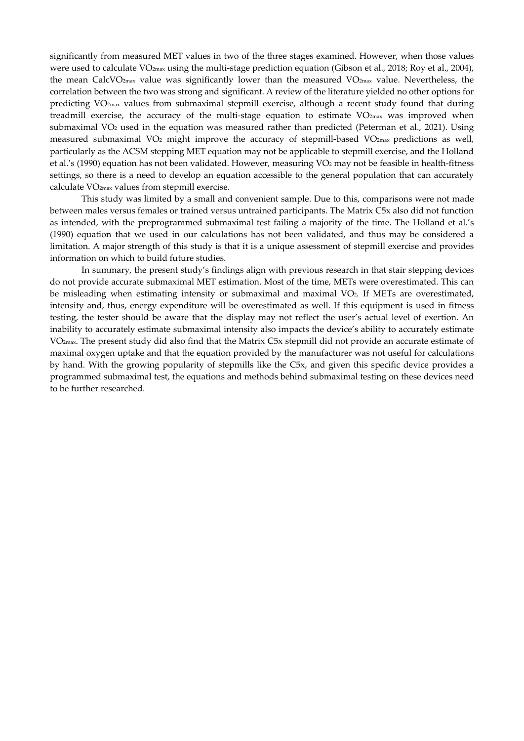significantly from measured MET values in two of the three stages examined. However, when those values were used to calculate $VO_{2max}$ using the multi-stage prediction equation (Gibson et al., 2018; Roy et al., 2004), the mean Calc$VO_{2max}$ value was significantly lower than the measured $VO_{2max}$ value. Nevertheless, the correlation between the two was strong and significant. A review of the literature yielded no other options for predicting $VO_{2max}$ values from submaximal stepmill exercise, although a recent study found that during treadmill exercise, the accuracy of the multi-stage equation to estimate $VO_{2max}$ was improved when submaximal $VO_2$ used in the equation was measured rather than predicted (Peterman et al., 2021). Using measured submaximal $VO_2$ might improve the accuracy of stepmill-based $VO_{2max}$ predictions as well, particularly as the ACSM stepping MET equation may not be applicable to stepmill exercise, and the Holland et al.'s (1990) equation has not been validated. However, measuring $VO_2$ may not be feasible in health-fitness settings, so there is a need to develop an equation accessible to the general population that can accurately calculate $VO_{2max}$ values from stepmill exercise.

This study was limited by a small and convenient sample. Due to this, comparisons were not made between males versus females or trained versus untrained participants. The Matrix C5x also did not function as intended, with the preprogrammed submaximal test failing a majority of the time. The Holland et al.'s (1990) equation that we used in our calculations has not been validated, and thus may be considered a limitation. A major strength of this study is that it is a unique assessment of stepmill exercise and provides information on which to build future studies.

In summary, the present study's findings align with previous research in that stair stepping devices do not provide accurate submaximal MET estimation. Most of the time, METs were overestimated. This can be misleading when estimating intensity or submaximal and maximal $VO_2$. If METs are overestimated, intensity and, thus, energy expenditure will be overestimated as well. If this equipment is used in fitness testing, the tester should be aware that the display may not reflect the user's actual level of exertion. An inability to accurately estimate submaximal intensity also impacts the device's ability to accurately estimate $VO_{2max}$. The present study did also find that the Matrix C5x stepmill did not provide an accurate estimate of maximal oxygen uptake and that the equation provided by the manufacturer was not useful for calculations by hand. With the growing popularity of stepmills like the C5x, and given this specific device provides a programmed submaximal test, the equations and methods behind submaximal testing on these devices need to be further researched.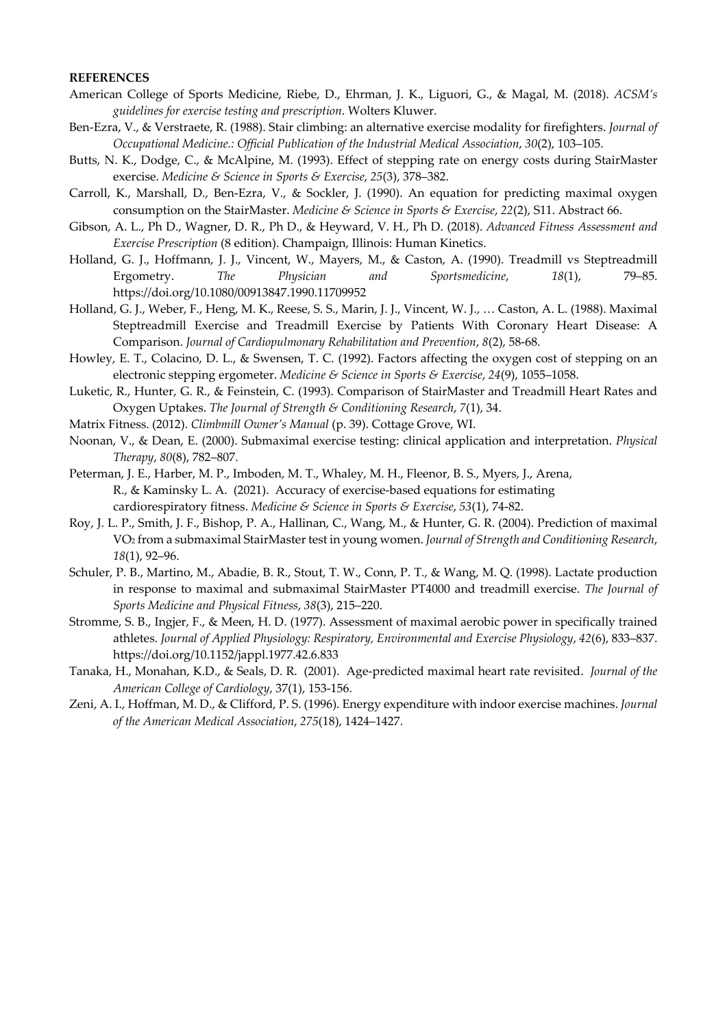**REFERENCES**

American College of Sports Medicine, Riebe, D., Ehrman, J. K., Liguori, G., & Magal, M. (2018). *ACSM's guidelines for exercise testing and prescription*. Wolters Kluwer.

Ben-Ezra, V., & Verstraete, R. (1988). Stair climbing: an alternative exercise modality for firefighters. *Journal of Occupational Medicine.: Official Publication of the Industrial Medical Association*, *30*(2), 103–105.

Butts, N. K., Dodge, C., & McAlpine, M. (1993). Effect of stepping rate on energy costs during StairMaster exercise. *Medicine & Science in Sports & Exercise*, *25*(3), 378–382.

Carroll, K., Marshall, D., Ben-Ezra, V., & Sockler, J. (1990). An equation for predicting maximal oxygen consumption on the StairMaster. *Medicine & Science in Sports & Exercise*, *22*(2), S11. Abstract 66.

Gibson, A. L., Ph D., Wagner, D. R., Ph D., & Heyward, V. H., Ph D. (2018). *Advanced Fitness Assessment and Exercise Prescription* (8 edition). Champaign, Illinois: Human Kinetics.

Holland, G. J., Hoffmann, J. J., Vincent, W., Mayers, M., & Caston, A. (1990). Treadmill vs Steptreadmill Ergometry. *The Physician and Sportsmedicine*, *18*(1), 79–85. https://doi.org/10.1080/00913847.1990.11709952

Holland, G. J., Weber, F., Heng, M. K., Reese, S. S., Marin, J. J., Vincent, W. J., … Caston, A. L. (1988). Maximal Steptreadmill Exercise and Treadmill Exercise by Patients With Coronary Heart Disease: A Comparison. *Journal of Cardiopulmonary Rehabilitation and Prevention*, *8*(2), 58-68.

Howley, E. T., Colacino, D. L., & Swensen, T. C. (1992). Factors affecting the oxygen cost of stepping on an electronic stepping ergometer. *Medicine & Science in Sports & Exercise*, *24*(9), 1055–1058.

Luketic, R., Hunter, G. R., & Feinstein, C. (1993). Comparison of StairMaster and Treadmill Heart Rates and Oxygen Uptakes. *The Journal of Strength & Conditioning Research*, *7*(1), 34.

Matrix Fitness. (2012). *Climbmill Owner's Manual* (p. 39). Cottage Grove, WI.

Noonan, V., & Dean, E. (2000). Submaximal exercise testing: clinical application and interpretation. *Physical Therapy*, *80*(8), 782–807.

Peterman, J. E., Harber, M. P., Imboden, M. T., Whaley, M. H., Fleenor, B. S., Myers, J., Arena, R., & Kaminsky L. A. (2021). Accuracy of exercise-based equations for estimating cardiorespiratory fitness. *Medicine & Science in Sports & Exercise*, *53*(1), 74-82.

Roy, J. L. P., Smith, J. F., Bishop, P. A., Hallinan, C., Wang, M., & Hunter, G. R. (2004). Prediction of maximal $VO_2$ from a submaximal StairMaster test in young women. *Journal of Strength and Conditioning Research*, *18*(1), 92–96.

Schuler, P. B., Martino, M., Abadie, B. R., Stout, T. W., Conn, P. T., & Wang, M. Q. (1998). Lactate production in response to maximal and submaximal StairMaster PT4000 and treadmill exercise. *The Journal of Sports Medicine and Physical Fitness*, *38*(3), 215–220.

Stromme, S. B., Ingjer, F., & Meen, H. D. (1977). Assessment of maximal aerobic power in specifically trained athletes. *Journal of Applied Physiology: Respiratory, Environmental and Exercise Physiology*, *42*(6), 833–837. https://doi.org/10.1152/jappl.1977.42.6.833

Tanaka, H., Monahan, K.D., & Seals, D. R. (2001). Age-predicted maximal heart rate revisited. *Journal of the American College of Cardiology*, 37(1), 153-156.

Zeni, A. I., Hoffman, M. D., & Clifford, P. S. (1996). Energy expenditure with indoor exercise machines. *Journal of the American Medical Association*, *275*(18), 1424–1427.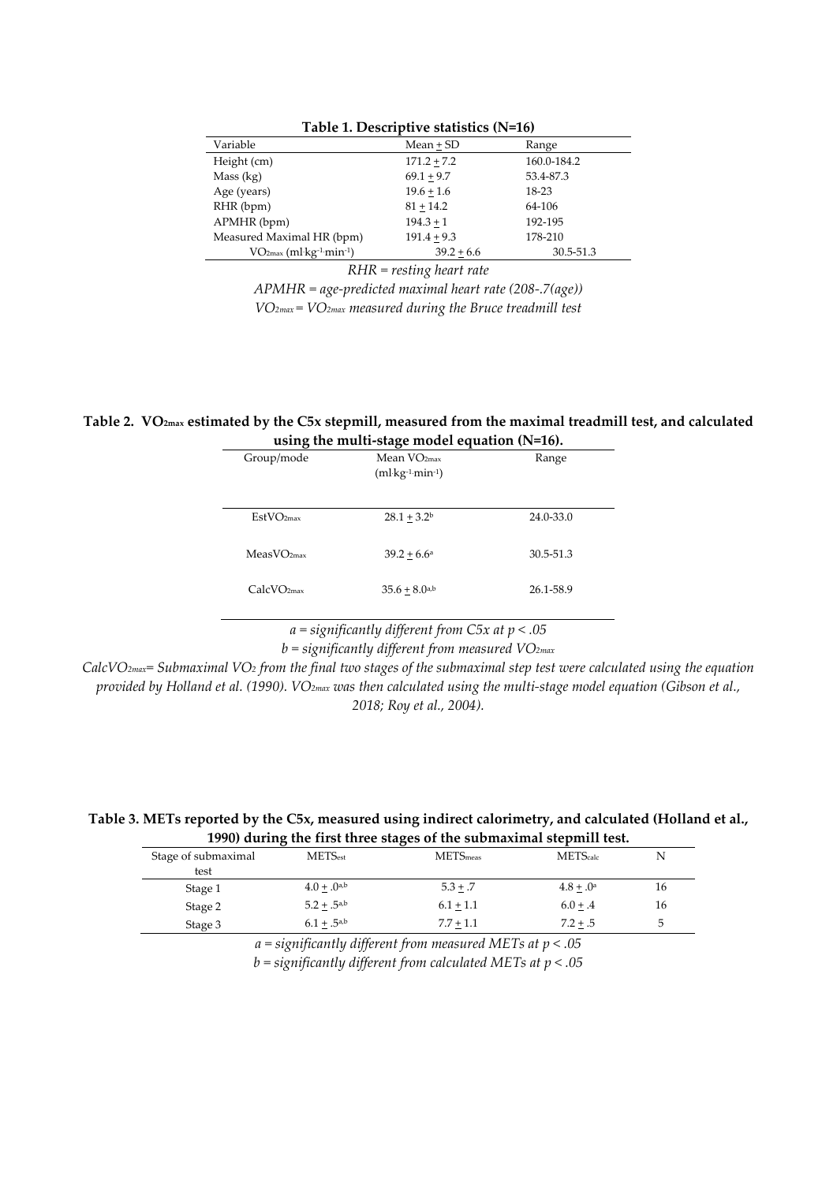**Table 1. Descriptive statistics (N=16)**

| Variable | Mean + SD | Range |
|---|---|---|
| Height (cm) | 171.2 + 7.2 | 160.0-184.2 |
| Mass (kg) | 69.1 + 9.7 | 53.4-87.3 |
| Age (years) | 19.6 + 1.6 | 18-23 |
| RHR (bpm) | 81 + 14.2 | 64-106 |
| APMHR (bpm) | 194.3 + 1 | 192-195 |
| Measured Maximal HR (bpm) | 191.4 + 9.3 | 178-210 |
| $VO_{2max}$ ($ml \cdot kg^{-1} \cdot min^{-1}$) | 39.2 + 6.6 | 30.5-51.3 |

*RHR = resting heart rate*

*APMHR = age-predicted maximal heart rate (208-.7(age))*

*$VO_{2max}$ = $VO_{2max}$ measured during the Bruce treadmill test*

**Table 2. $VO_{2max}$ estimated by the C5x stepmill, measured from the maximal treadmill test, and calculated using the multi-stage model equation (N=16).**

| Group/mode | Mean $VO_{2max}$ ($ml \cdot kg^{-1} \cdot min^{-1}$) | Range |
|---|---|---|
| $EstVO_{2max}$ | 28.1 + 3.2[b] | 24.0-33.0 |
| $MeasVO_{2max}$ | 39.2 + 6.6[a] | 30.5-51.3 |
| $CalcVO_{2max}$ | 35.6 + 8.0[a,b] | 26.1-58.9 |

*a = significantly different from C5x at $p < .05$*

*b = significantly different from measured $VO_{2max}$*

*$CalcVO_{2max}$= Submaximal $VO_2$ from the final two stages of the submaximal step test were calculated using the equation provided by Holland et al. (1990). $VO_{2max}$ was then calculated using the multi-stage model equation (Gibson et al., 2018; Roy et al., 2004).*

**Table 3. METs reported by the C5x, measured using indirect calorimetry, and calculated (Holland et al., 1990) during the first three stages of the submaximal stepmill test.**

| Stage of submaximal test | $METS_{est}$ | $METS_{meas}$ | $METS_{calc}$ | N |
|---|---|---|---|---|
| Stage 1 | 4.0 + .0[a,b] | 5.3 + .7 | 4.8 + .0[a] | 16 |
| Stage 2 | 5.2 + .5[a,b] | 6.1 + 1.1 | 6.0 + .4 | 16 |
| Stage 3 | 6.1 + .5[a,b] | 7.7 + 1.1 | 7.2 + .5 | 5 |

*a = significantly different from measured METs at $p < .05$*

*b = significantly different from calculated METs at $p < .05$*